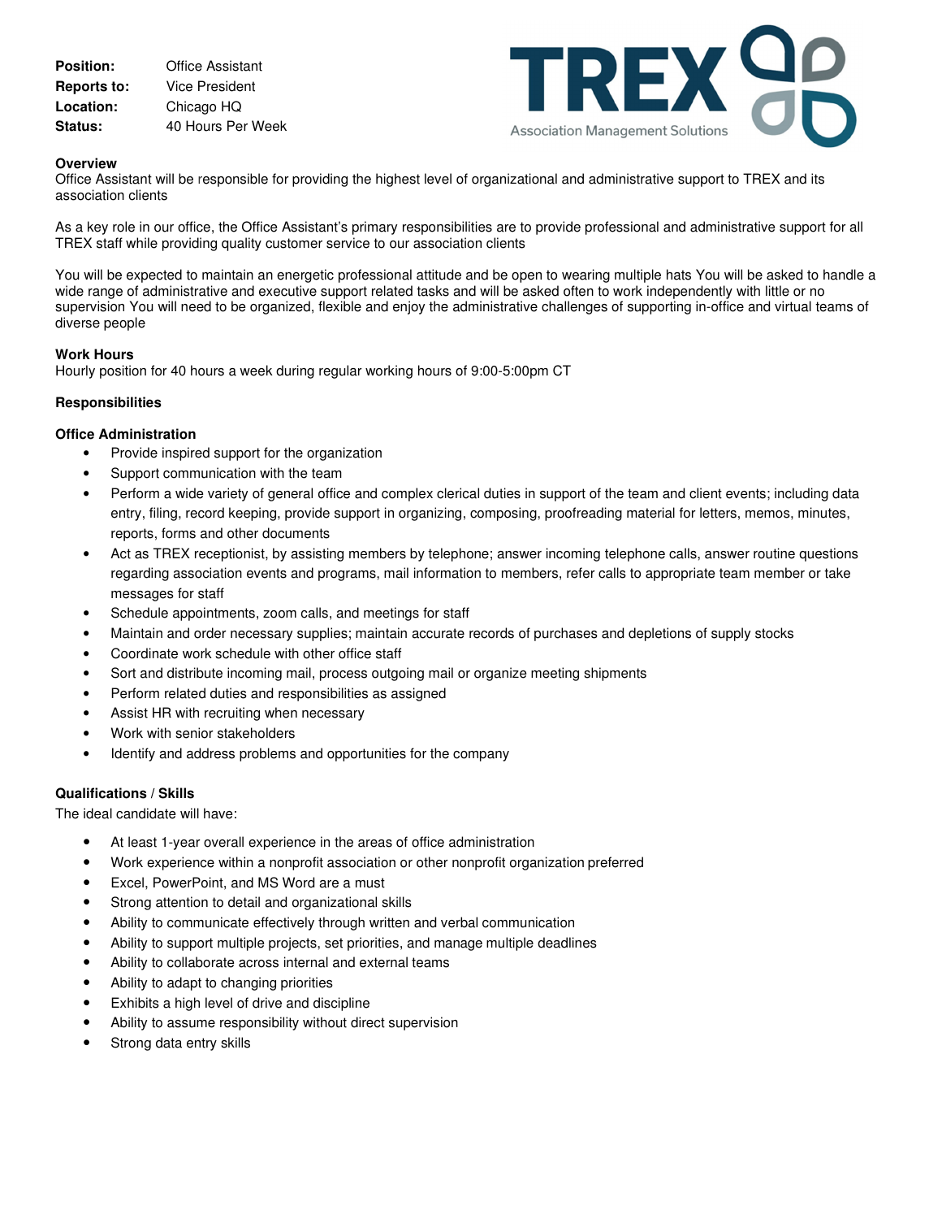**Position:** Office Assistant
**Reports to:** Vice President
**Location:** Chicago HQ
**Status:** 40 Hours Per Week

TREX Association Management Solutions

**Overview**
Office Assistant will be responsible for providing the highest level of organizational and administrative support to TREX and its association clients

As a key role in our office, the Office Assistant's primary responsibilities are to provide professional and administrative support for all TREX staff while providing quality customer service to our association clients

You will be expected to maintain an energetic professional attitude and be open to wearing multiple hats You will be asked to handle a wide range of administrative and executive support related tasks and will be asked often to work independently with little or no supervision You will need to be organized, flexible and enjoy the administrative challenges of supporting in-office and virtual teams of diverse people

**Work Hours**
Hourly position for 40 hours a week during regular working hours of 9:00-5:00pm CT

**Responsibilities**

**Office Administration**

- Provide inspired support for the organization
- Support communication with the team
- Perform a wide variety of general office and complex clerical duties in support of the team and client events; including data entry, filing, record keeping, provide support in organizing, composing, proofreading material for letters, memos, minutes, reports, forms and other documents
- Act as TREX receptionist, by assisting members by telephone; answer incoming telephone calls, answer routine questions regarding association events and programs, mail information to members, refer calls to appropriate team member or take messages for staff
- Schedule appointments, zoom calls, and meetings for staff
- Maintain and order necessary supplies; maintain accurate records of purchases and depletions of supply stocks
- Coordinate work schedule with other office staff
- Sort and distribute incoming mail, process outgoing mail or organize meeting shipments
- Perform related duties and responsibilities as assigned
- Assist HR with recruiting when necessary
- Work with senior stakeholders
- Identify and address problems and opportunities for the company

**Qualifications / Skills**
The ideal candidate will have:

- At least 1-year overall experience in the areas of office administration
- Work experience within a nonprofit association or other nonprofit organization preferred
- Excel, PowerPoint, and MS Word are a must
- Strong attention to detail and organizational skills
- Ability to communicate effectively through written and verbal communication
- Ability to support multiple projects, set priorities, and manage multiple deadlines
- Ability to collaborate across internal and external teams
- Ability to adapt to changing priorities
- Exhibits a high level of drive and discipline
- Ability to assume responsibility without direct supervision
- Strong data entry skills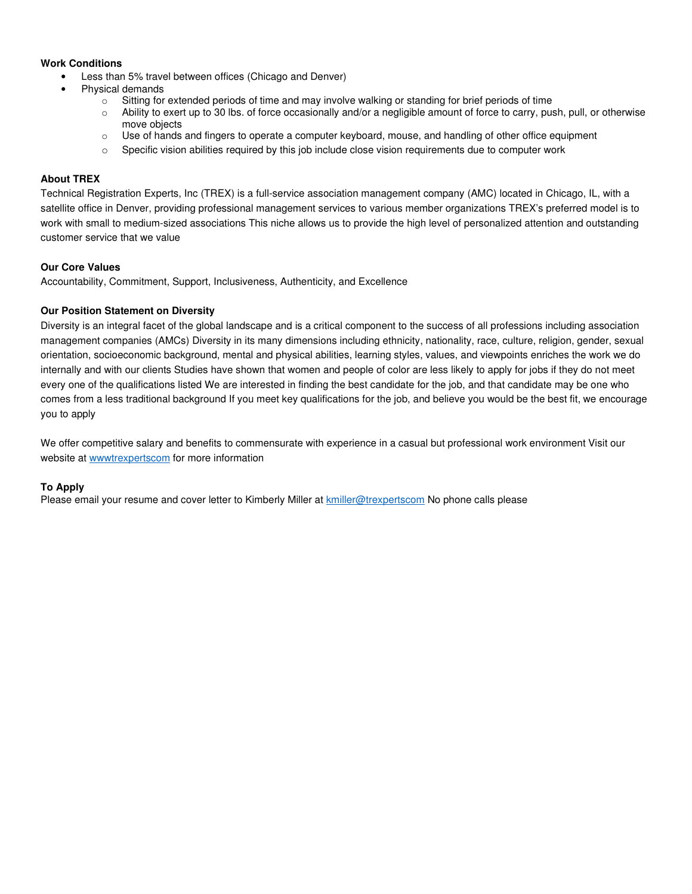**Work Conditions**

- Less than 5% travel between offices (Chicago and Denver)
- Physical demands
  - Sitting for extended periods of time and may involve walking or standing for brief periods of time
  - Ability to exert up to 30 lbs. of force occasionally and/or a negligible amount of force to carry, push, pull, or otherwise move objects
  - Use of hands and fingers to operate a computer keyboard, mouse, and handling of other office equipment
  - Specific vision abilities required by this job include close vision requirements due to computer work

**About TREX**

Technical Registration Experts, Inc (TREX) is a full-service association management company (AMC) located in Chicago, IL, with a satellite office in Denver, providing professional management services to various member organizations TREX's preferred model is to work with small to medium-sized associations This niche allows us to provide the high level of personalized attention and outstanding customer service that we value

**Our Core Values**

Accountability, Commitment, Support, Inclusiveness, Authenticity, and Excellence

**Our Position Statement on Diversity**

Diversity is an integral facet of the global landscape and is a critical component to the success of all professions including association management companies (AMCs) Diversity in its many dimensions including ethnicity, nationality, race, culture, religion, gender, sexual orientation, socioeconomic background, mental and physical abilities, learning styles, values, and viewpoints enriches the work we do internally and with our clients Studies have shown that women and people of color are less likely to apply for jobs if they do not meet every one of the qualifications listed We are interested in finding the best candidate for the job, and that candidate may be one who comes from a less traditional background If you meet key qualifications for the job, and believe you would be the best fit, we encourage you to apply

We offer competitive salary and benefits to commensurate with experience in a casual but professional work environment Visit our website at wwwtrexpertscom for more information

**To Apply**

Please email your resume and cover letter to Kimberly Miller at kmiller@trexpertscom No phone calls please